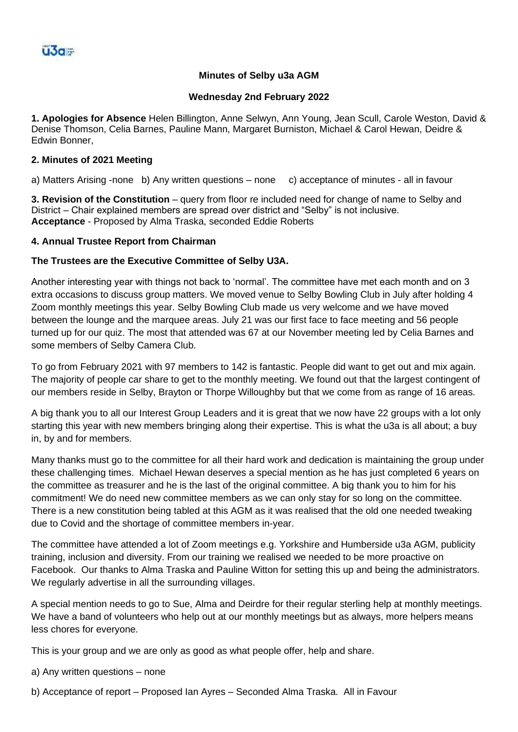# Minutes of Selby u3a AGM

## Wednesday 2nd February 2022

**1. Apologies for Absence** Helen Billington, Anne Selwyn, Ann Young, Jean Scull, Carole Weston, David & Denise Thomson, Celia Barnes, Pauline Mann, Margaret Burniston, Michael & Carol Hewan, Deidre & Edwin Bonner,

**2. Minutes of 2021 Meeting**

a) Matters Arising -none b) Any written questions – none c) acceptance of minutes - all in favour

**3. Revision of the Constitution** – query from floor re included need for change of name to Selby and District – Chair explained members are spread over district and "Selby" is not inclusive.
**Acceptance** - Proposed by Alma Traska, seconded Eddie Roberts

**4. Annual Trustee Report from Chairman**

**The Trustees are the Executive Committee of Selby U3A.**

Another interesting year with things not back to 'normal'. The committee have met each month and on 3 extra occasions to discuss group matters. We moved venue to Selby Bowling Club in July after holding 4 Zoom monthly meetings this year. Selby Bowling Club made us very welcome and we have moved between the lounge and the marquee areas. July 21 was our first face to face meeting and 56 people turned up for our quiz. The most that attended was 67 at our November meeting led by Celia Barnes and some members of Selby Camera Club.

To go from February 2021 with 97 members to 142 is fantastic. People did want to get out and mix again. The majority of people car share to get to the monthly meeting. We found out that the largest contingent of our members reside in Selby, Brayton or Thorpe Willoughby but that we come from as range of 16 areas.

A big thank you to all our Interest Group Leaders and it is great that we now have 22 groups with a lot only starting this year with new members bringing along their expertise. This is what the u3a is all about; a buy in, by and for members.

Many thanks must go to the committee for all their hard work and dedication is maintaining the group under these challenging times. Michael Hewan deserves a special mention as he has just completed 6 years on the committee as treasurer and he is the last of the original committee. A big thank you to him for his commitment! We do need new committee members as we can only stay for so long on the committee. There is a new constitution being tabled at this AGM as it was realised that the old one needed tweaking due to Covid and the shortage of committee members in-year.

The committee have attended a lot of Zoom meetings e.g. Yorkshire and Humberside u3a AGM, publicity training, inclusion and diversity. From our training we realised we needed to be more proactive on Facebook. Our thanks to Alma Traska and Pauline Witton for setting this up and being the administrators. We regularly advertise in all the surrounding villages.

A special mention needs to go to Sue, Alma and Deirdre for their regular sterling help at monthly meetings. We have a band of volunteers who help out at our monthly meetings but as always, more helpers means less chores for everyone.

This is your group and we are only as good as what people offer, help and share.

a) Any written questions – none

b) Acceptance of report – Proposed Ian Ayres – Seconded Alma Traska. All in Favour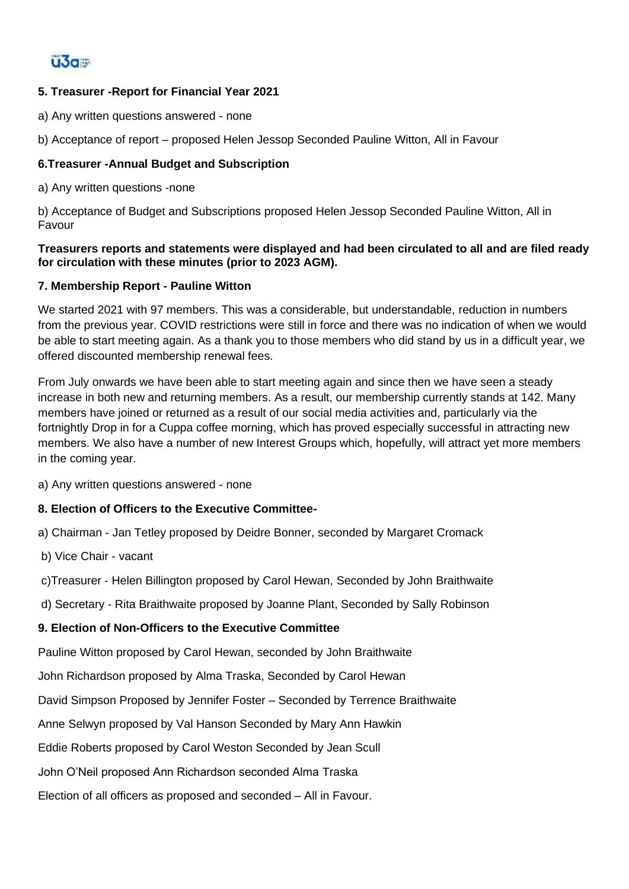**5. Treasurer -Report for Financial Year 2021**

a) Any written questions answered - none

b) Acceptance of report – proposed Helen Jessop Seconded Pauline Witton, All in Favour

**6.Treasurer -Annual Budget and Subscription**

a) Any written questions -none

b) Acceptance of Budget and Subscriptions proposed Helen Jessop Seconded Pauline Witton, All in Favour

**Treasurers reports and statements were displayed and had been circulated to all and are filed ready for circulation with these minutes (prior to 2023 AGM).**

**7. Membership Report - Pauline Witton**

We started 2021 with 97 members. This was a considerable, but understandable, reduction in numbers from the previous year. COVID restrictions were still in force and there was no indication of when we would be able to start meeting again. As a thank you to those members who did stand by us in a difficult year, we offered discounted membership renewal fees.

From July onwards we have been able to start meeting again and since then we have seen a steady increase in both new and returning members. As a result, our membership currently stands at 142. Many members have joined or returned as a result of our social media activities and, particularly via the fortnightly Drop in for a Cuppa coffee morning, which has proved especially successful in attracting new members. We also have a number of new Interest Groups which, hopefully, will attract yet more members in the coming year.

a) Any written questions answered - none

**8. Election of Officers to the Executive Committee-**

a) Chairman - Jan Tetley proposed by Deidre Bonner, seconded by Margaret Cromack

b) Vice Chair - vacant

c)Treasurer - Helen Billington proposed by Carol Hewan, Seconded by John Braithwaite

d) Secretary - Rita Braithwaite proposed by Joanne Plant, Seconded by Sally Robinson

**9. Election of Non-Officers to the Executive Committee**

Pauline Witton proposed by Carol Hewan, seconded by John Braithwaite

John Richardson proposed by Alma Traska, Seconded by Carol Hewan

David Simpson Proposed by Jennifer Foster – Seconded by Terrence Braithwaite

Anne Selwyn proposed by Val Hanson Seconded by Mary Ann Hawkin

Eddie Roberts proposed by Carol Weston Seconded by Jean Scull

John O'Neil proposed Ann Richardson seconded Alma Traska

Election of all officers as proposed and seconded – All in Favour.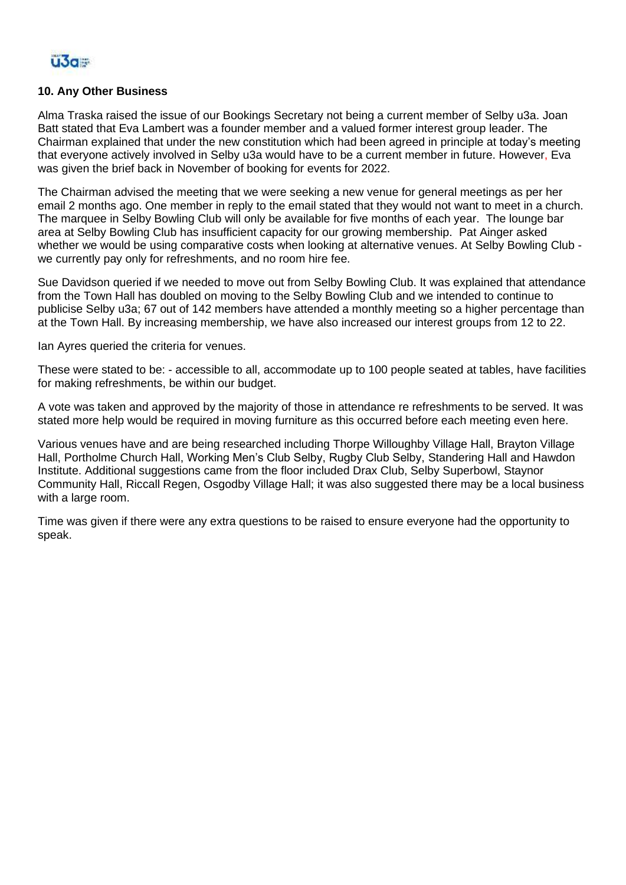## 10. Any Other Business

Alma Traska raised the issue of our Bookings Secretary not being a current member of Selby u3a. Joan Batt stated that Eva Lambert was a founder member and a valued former interest group leader. The Chairman explained that under the new constitution which had been agreed in principle at today's meeting that everyone actively involved in Selby u3a would have to be a current member in future. However, Eva was given the brief back in November of booking for events for 2022.

The Chairman advised the meeting that we were seeking a new venue for general meetings as per her email 2 months ago. One member in reply to the email stated that they would not want to meet in a church. The marquee in Selby Bowling Club will only be available for five months of each year. The lounge bar area at Selby Bowling Club has insufficient capacity for our growing membership. Pat Ainger asked whether we would be using comparative costs when looking at alternative venues. At Selby Bowling Club - we currently pay only for refreshments, and no room hire fee.

Sue Davidson queried if we needed to move out from Selby Bowling Club. It was explained that attendance from the Town Hall has doubled on moving to the Selby Bowling Club and we intended to continue to publicise Selby u3a; 67 out of 142 members have attended a monthly meeting so a higher percentage than at the Town Hall. By increasing membership, we have also increased our interest groups from 12 to 22.

Ian Ayres queried the criteria for venues.

These were stated to be: - accessible to all, accommodate up to 100 people seated at tables, have facilities for making refreshments, be within our budget.

A vote was taken and approved by the majority of those in attendance re refreshments to be served. It was stated more help would be required in moving furniture as this occurred before each meeting even here.

Various venues have and are being researched including Thorpe Willoughby Village Hall, Brayton Village Hall, Portholme Church Hall, Working Men's Club Selby, Rugby Club Selby, Standering Hall and Hawdon Institute. Additional suggestions came from the floor included Drax Club, Selby Superbowl, Staynor Community Hall, Riccall Regen, Osgodby Village Hall; it was also suggested there may be a local business with a large room.

Time was given if there were any extra questions to be raised to ensure everyone had the opportunity to speak.